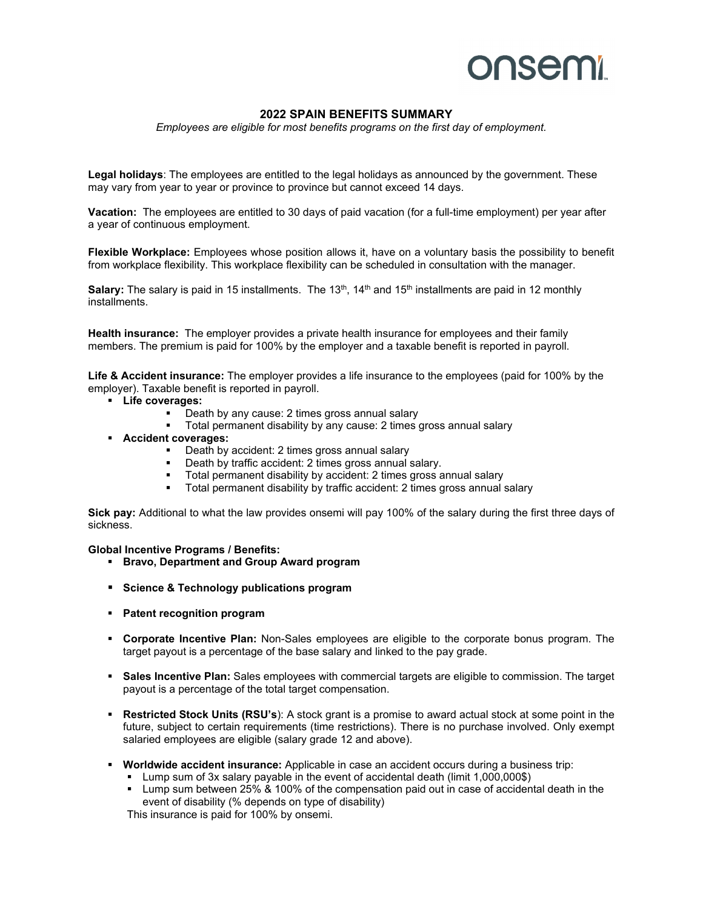# 2022 SPAIN BENEFITS SUMMARY

*Employees are eligible for most benefits programs on the first day of employment.*

**Legal holidays**: The employees are entitled to the legal holidays as announced by the government. These may vary from year to year or province to province but cannot exceed 14 days.

**Vacation:** The employees are entitled to 30 days of paid vacation (for a full-time employment) per year after a year of continuous employment.

**Flexible Workplace:** Employees whose position allows it, have on a voluntary basis the possibility to benefit from workplace flexibility. This workplace flexibility can be scheduled in consultation with the manager.

**Salary:** The salary is paid in 15 installments. The 13th, 14th and 15th installments are paid in 12 monthly installments.

**Health insurance:** The employer provides a private health insurance for employees and their family members. The premium is paid for 100% by the employer and a taxable benefit is reported in payroll.

**Life & Accident insurance:** The employer provides a life insurance to the employees (paid for 100% by the employer). Taxable benefit is reported in payroll.

- **Life coverages:**
  - Death by any cause: 2 times gross annual salary
  - Total permanent disability by any cause: 2 times gross annual salary
- **Accident coverages:**
  - Death by accident: 2 times gross annual salary
  - Death by traffic accident: 2 times gross annual salary.
  - Total permanent disability by accident: 2 times gross annual salary
  - Total permanent disability by traffic accident: 2 times gross annual salary

**Sick pay:** Additional to what the law provides onsemi will pay 100% of the salary during the first three days of sickness.

**Global Incentive Programs / Benefits:**

- **Bravo, Department and Group Award program**
- **Science & Technology publications program**
- **Patent recognition program**
- **Corporate Incentive Plan:** Non-Sales employees are eligible to the corporate bonus program. The target payout is a percentage of the base salary and linked to the pay grade.
- **Sales Incentive Plan:** Sales employees with commercial targets are eligible to commission. The target payout is a percentage of the total target compensation.
- **Restricted Stock Units (RSU's)**: A stock grant is a promise to award actual stock at some point in the future, subject to certain requirements (time restrictions). There is no purchase involved. Only exempt salaried employees are eligible (salary grade 12 and above).
- **Worldwide accident insurance:** Applicable in case an accident occurs during a business trip:
  - Lump sum of 3x salary payable in the event of accidental death (limit 1,000,000$)
  - Lump sum between 25% & 100% of the compensation paid out in case of accidental death in the event of disability (% depends on type of disability)

  This insurance is paid for 100% by onsemi.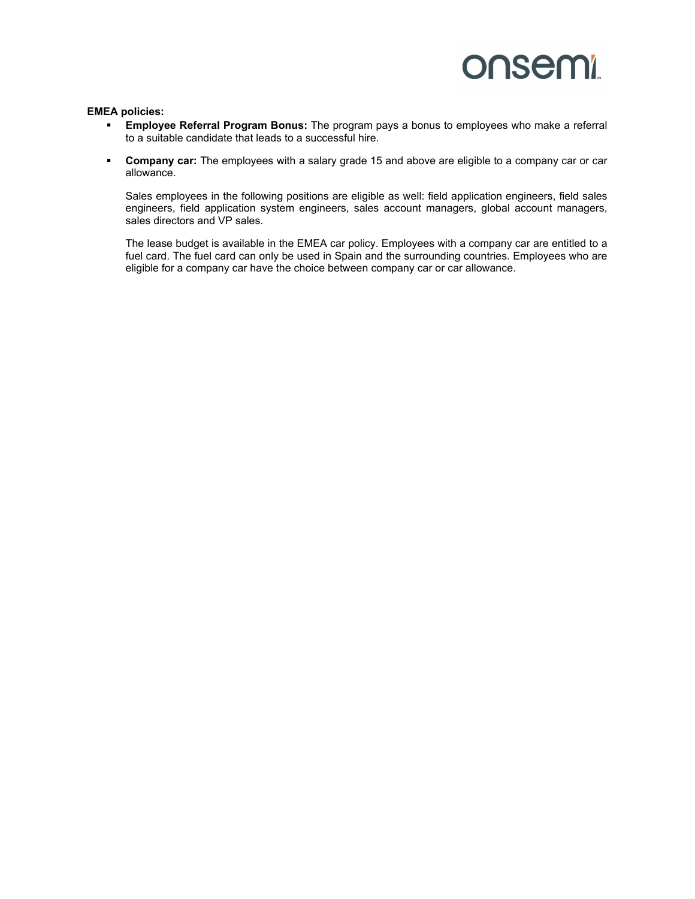**EMEA policies:**

- **Employee Referral Program Bonus:** The program pays a bonus to employees who make a referral to a suitable candidate that leads to a successful hire.

- **Company car:** The employees with a salary grade 15 and above are eligible to a company car or car allowance.

  Sales employees in the following positions are eligible as well: field application engineers, field sales engineers, field application system engineers, sales account managers, global account managers, sales directors and VP sales.

  The lease budget is available in the EMEA car policy. Employees with a company car are entitled to a fuel card. The fuel card can only be used in Spain and the surrounding countries. Employees who are eligible for a company car have the choice between company car or car allowance.